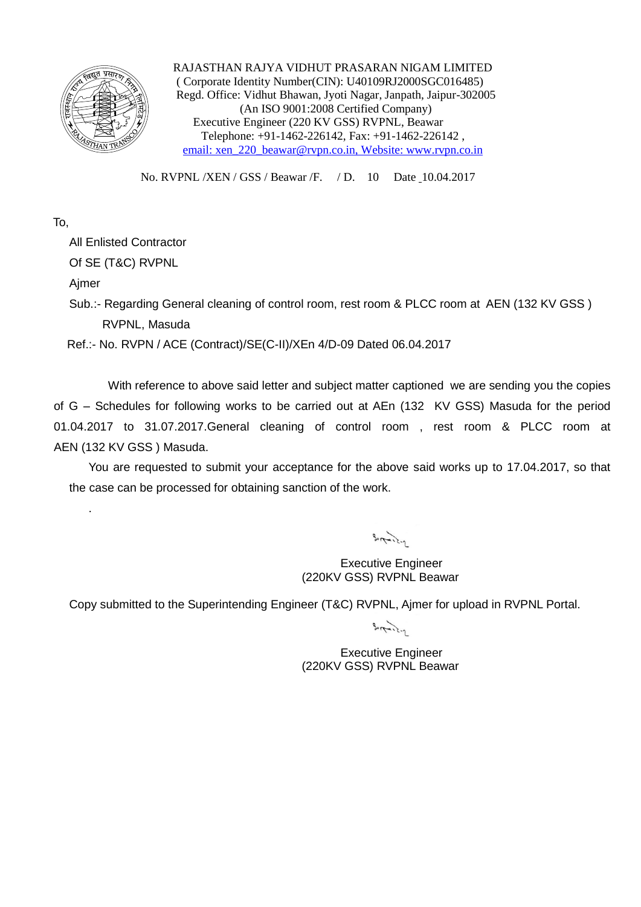RAJASTHAN RAJYA VIDHUT PRASARAN NIGAM LIMITED
( Corporate Identity Number(CIN): U40109RJ2000SGC016485)
Regd. Office: Vidhut Bhawan, Jyoti Nagar, Janpath, Jaipur-302005
(An ISO 9001:2008 Certified Company)
Executive Engineer (220 KV GSS) RVPNL, Beawar
Telephone: +91-1462-226142, Fax: +91-1462-226142 ,
email: xen_220_beawar@rvpn.co.in, Website: www.rvpn.co.in

No. RVPNL /XEN / GSS / Beawar /F. / D. 10 Date 10.04.2017

To,

All Enlisted Contractor
Of SE (T&C) RVPNL
Ajmer

Sub.:- Regarding General cleaning of control room, rest room & PLCC room at AEN (132 KV GSS ) RVPNL, Masuda

Ref.:- No. RVPN / ACE (Contract)/SE(C-II)/XEn 4/D-09 Dated 06.04.2017

With reference to above said letter and subject matter captioned we are sending you the copies of G – Schedules for following works to be carried out at AEn (132 KV GSS) Masuda for the period 01.04.2017 to 31.07.2017.General cleaning of control room , rest room & PLCC room at AEN (132 KV GSS ) Masuda.

You are requested to submit your acceptance for the above said works up to 17.04.2017, so that the case can be processed for obtaining sanction of the work.

.

Executive Engineer
(220KV GSS) RVPNL Beawar

Copy submitted to the Superintending Engineer (T&C) RVPNL, Ajmer for upload in RVPNL Portal.

Executive Engineer
(220KV GSS) RVPNL Beawar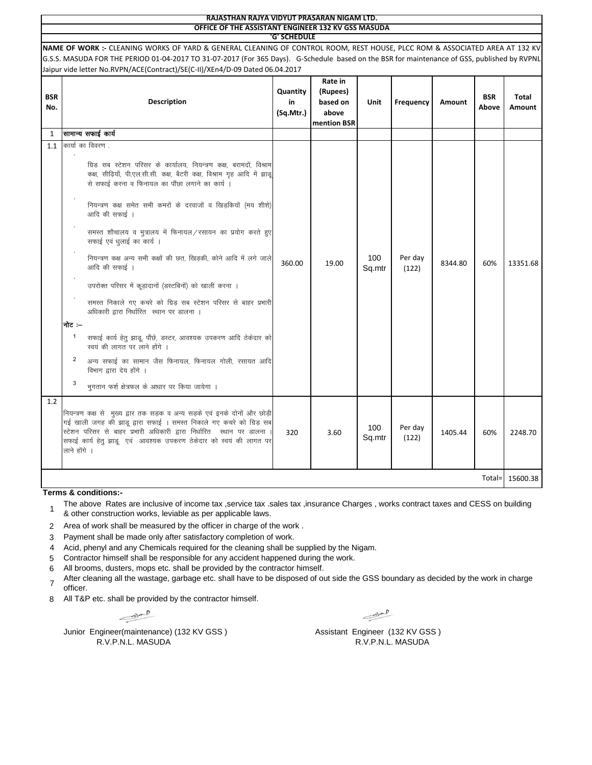**RAJASTHAN RAJYA VIDYUT PRASARAN NIGAM LTD.**

**OFFICE OF THE ASSISTANT ENGINEER 132 KV GSS MASUDA**

**'G' SCHEDULE**

**NAME OF WORK :-** CLEANING WORKS OF YARD & GENERAL CLEANING OF CONTROL ROOM, REST HOUSE, PLCC ROM & ASSOCIATED AREA AT 132 KV G.S.S. MASUDA FOR THE PERIOD 01-04-2017 TO 31-07-2017 (For 365 Days). G-Schedule based on the BSR for maintenance of GSS, published by RVPNL Jaipur vide letter No.RVPN/ACE(Contract)/SE(C-II)/XEn4/D-09 Dated 06.04.2017

| BSR No. | Description | Quantity in (Sq.Mtr.) | Rate in (Rupees) based on above mention BSR | Unit | Frequency | Amount | BSR Above | Total Amount |
|---|---|---|---|---|---|---|---|---|
| 1 | **सामान्य सफाई कार्य** | | | | | | | |
| 1.1 | कार्यों का विवरण . ग्रिड सब स्टेशन परिसर के कार्यालय, नियन्त्रण कक्ष, बरामदों, विश्राम कक्ष, सीढ़ियाँ, पी.एल.सी.सी. कक्ष, बैटरी कक्ष, विश्राम गृह आदि में झाडू से सफाई करना व फिनायल का पौंछा लगाने का कार्य । नियन्त्रण कक्ष समेत सभी कमरों के दरवाजों व खिड़कियों (मय शीशे) आदि की सफाई । समस्त शौचालय व मुत्रालय में फिनायल/रसायन का प्रयोग करते हुए सफाई एवं धुलाई का कार्य । नियन्त्रण कक्ष अन्य सभी कक्षों की छत, खिड़की, कोने आदि में लगे जाले आदि की सफाई । उपरोक्त परिसर में कूड़ादानों (डस्टबिनों) को खाली करना । समस्त निकाले गए कचरे को ग्रिड़ सब स्टेशन परिसर से बाहर प्रभारी अधिकारी द्वारा निर्धारित स्थान पर डालना । **नोट :–** 1 सफाई कार्य हेतु झाडू, पौंछे, डस्टर, आवश्यक उपकरण आदि ठेकेदार को स्वयं की लागत पर लाने होंगे । 2 अन्य सफाई का सामान जैस फिनायल, फिनायल गोली, रसायत आदि विभाग द्वारा देय होंगे । 3 भुगतान फर्श क्षेत्रफल के आधार पर किया जायेगा । | 360.00 | 19.00 | 100 Sq.mtr | Per day (122) | 8344.80 | 60% | 13351.68 |
| 1.2 | नियन्त्रण कक्ष से मुख्य द्वार तक सड़क व अन्य सड़के एवं इनके दोनों और छोड़ी गई खाली जगह की झाडू द्वारा सफाई । समस्त निकाले गए कचरे को ग्रिड़ सब स्टेशन परिसर से बाहर प्रभारी अधिकारी द्वारा निर्धारित स्थान पर डालना । सफाई कार्य हेतु झाडू एवं आवश्यक उपकरण ठेकेदार को स्वयं की लागत पर लाने होंगे । | 320 | 3.60 | 100 Sq.mtr | Per day (122) | 1405.44 | 60% | 2248.70 |
| | | | | | | | Total= | 15600.38 |

**Terms & conditions:-**

1. The above Rates are inclusive of income tax ,service tax .sales tax ,insurance Charges , works contract taxes and CESS on building & other construction works, leviable as per applicable laws.
2. Area of work shall be measured by the officer in charge of the work .
3. Payment shall be made only after satisfactory completion of work.
4. Acid, phenyl and any Chemicals required for the cleaning shall be supplied by the Nigam.
5. Contractor himself shall be responsible for any accident happened during the work.
6. All brooms, dusters, mops etc. shall be provided by the contractor himself.
7. After cleaning all the wastage, garbage etc. shall have to be disposed of out side the GSS boundary as decided by the work in charge officer.
8. All T&P etc. shall be provided by the contractor himself.

Junior Engineer(maintenance) (132 KV GSS )
R.V.P.N.L. MASUDA

Assistant Engineer (132 KV GSS )
R.V.P.N.L. MASUDA